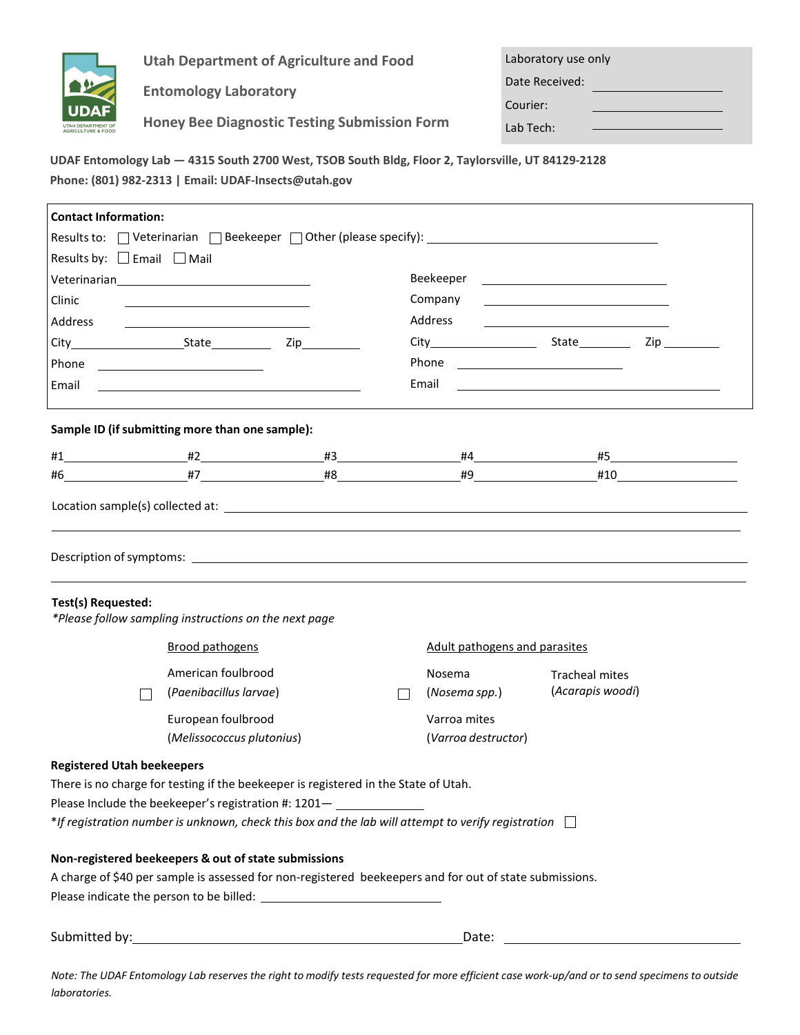# Utah Department of Agriculture and Food

## Entomology Laboratory

## Honey Bee Diagnostic Testing Submission Form

| Laboratory use only | |
|---|---|
| Date Received: | |
| Courier: | |
| Lab Tech: | |

**UDAF Entomology Lab — 4315 South 2700 West, TSOB South Bldg, Floor 2, Taylorsville, UT 84129-2128**
**Phone: (801) 982-2313 | Email: UDAF-Insects@utah.gov**

**Contact Information:**

Results to: ☐ Veterinarian ☐ Beekeeper ☐ Other (please specify): ____________________

Results by: ☐ Email ☐ Mail

| | |
|---|---|
| Veterinarian ____________________ | Beekeeper ____________________ |
| Clinic ____________________ | Company ____________________ |
| Address ____________________ | Address ____________________ |
| City __________ State __________ Zip __________ | City __________ State __________ Zip __________ |
| Phone ____________________ | Phone ____________________ |
| Email ____________________ | Email ____________________ |

**Sample ID (if submitting more than one sample):**

#1__________ #2__________ #3__________ #4__________ #5__________
#6__________ #7__________ #8__________ #9__________ #10__________

Location sample(s) collected at: ____________________

Description of symptoms: ____________________

**Test(s) Requested:**
*\*Please follow sampling instructions on the next page*

☐ Brood pathogens
- American foulbrood (*Paenibacillus larvae*)
- European foulbrood (*Melissococcus plutonius*)

☐ Adult pathogens and parasites
- Nosema (*Nosema spp.*)
- Tracheal mites (*Acarapis woodi*)
- Varroa mites (*Varroa destructor*)

**Registered Utah beekeepers**

There is no charge for testing if the beekeeper is registered in the State of Utah.
Please Include the beekeeper's registration #: 1201— __________
*\*If registration number is unknown, check this box and the lab will attempt to verify registration* ☐

**Non-registered beekeepers & out of state submissions**

A charge of $40 per sample is assessed for non-registered beekeepers and for out of state submissions.
Please indicate the person to be billed: ____________________

Submitted by: ____________________ Date: ____________________

*Note: The UDAF Entomology Lab reserves the right to modify tests requested for more efficient case work-up/and or to send specimens to outside laboratories.*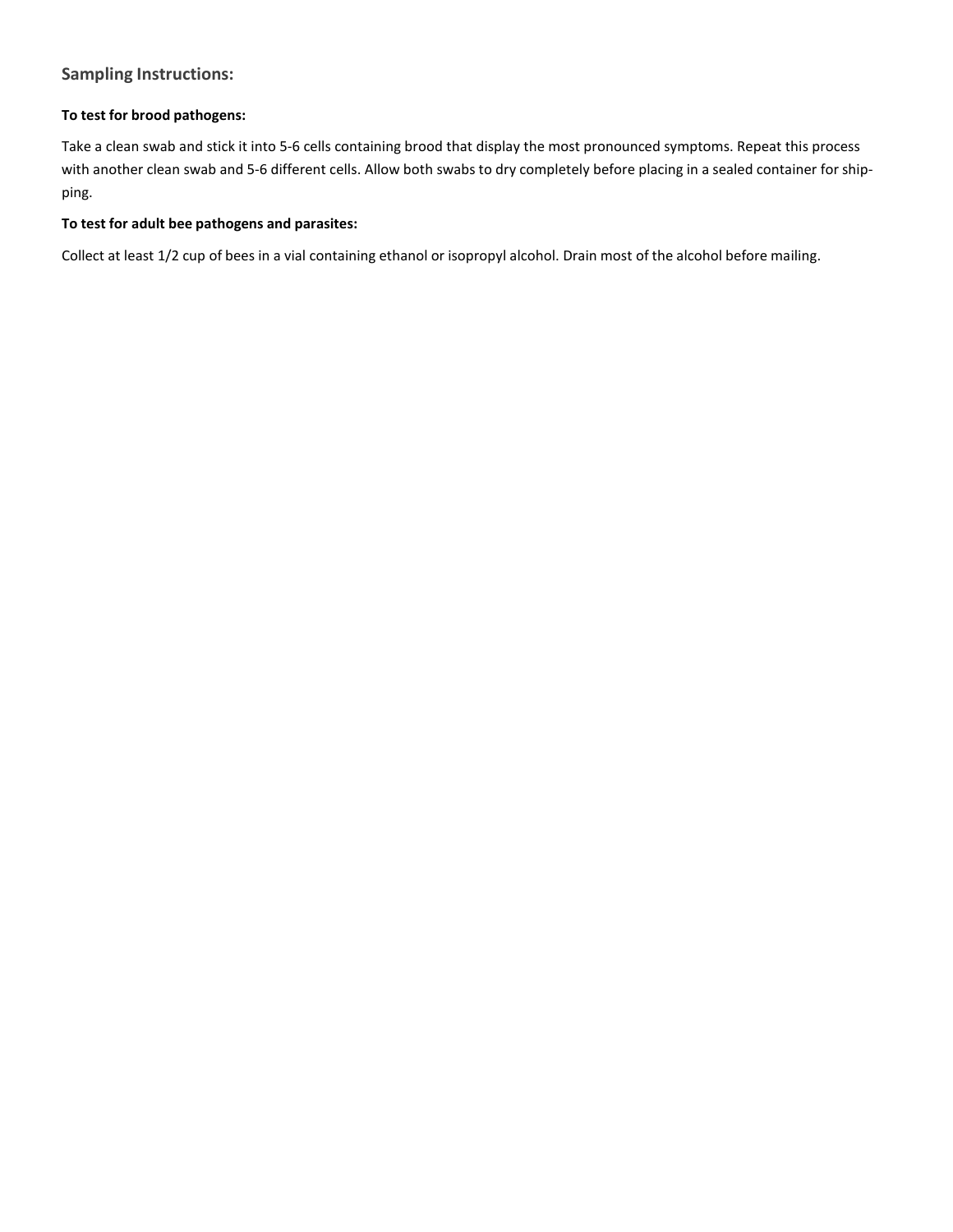## Sampling Instructions:

**To test for brood pathogens:**

Take a clean swab and stick it into 5-6 cells containing brood that display the most pronounced symptoms. Repeat this process with another clean swab and 5-6 different cells. Allow both swabs to dry completely before placing in a sealed container for shipping.

**To test for adult bee pathogens and parasites:**

Collect at least 1/2 cup of bees in a vial containing ethanol or isopropyl alcohol. Drain most of the alcohol before mailing.